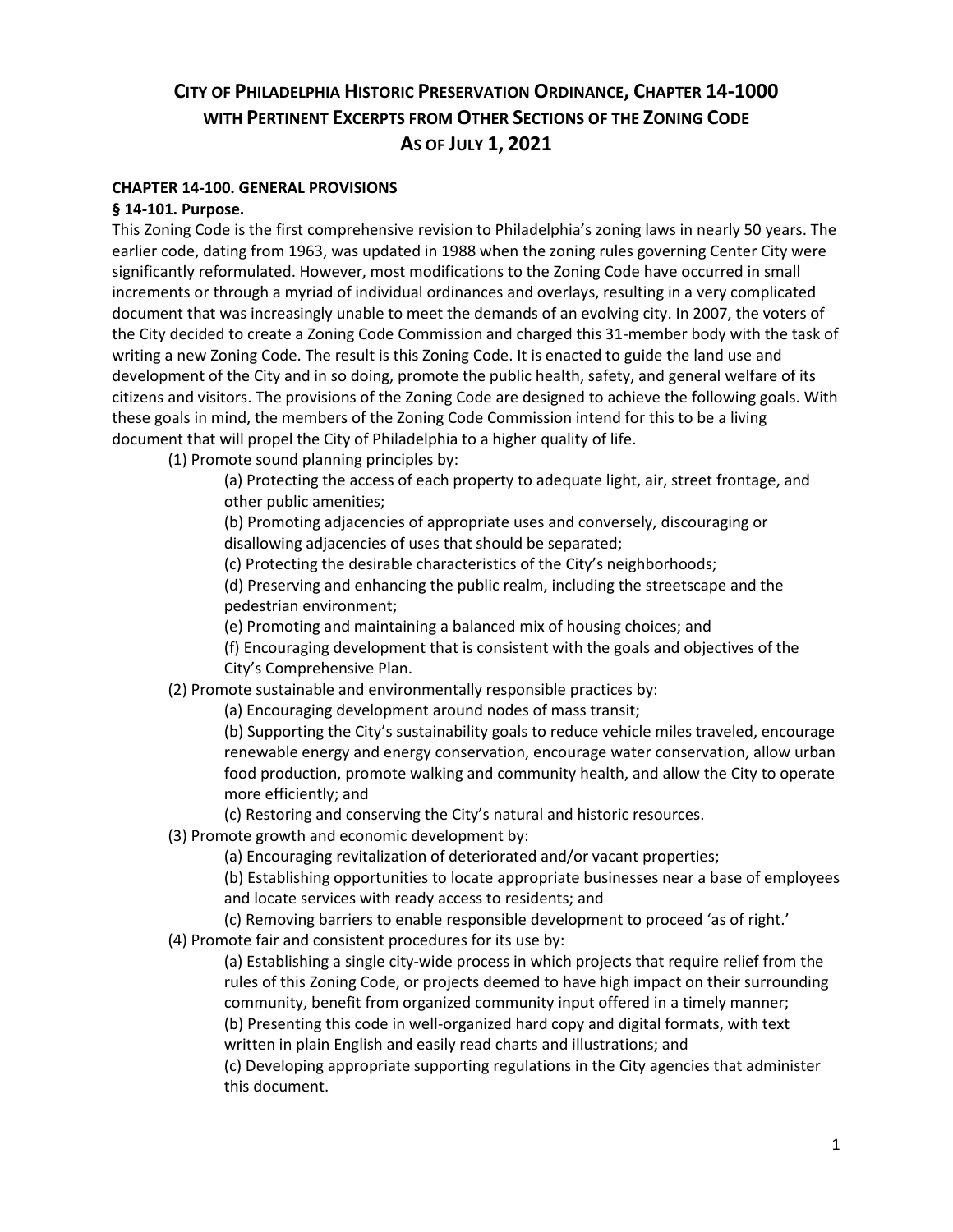# City of Philadelphia Historic Preservation Ordinance, Chapter 14-1000 with Pertinent Excerpts from Other Sections of the Zoning Code As of July 1, 2021

## CHAPTER 14-100. GENERAL PROVISIONS

### § 14-101. Purpose.

This Zoning Code is the first comprehensive revision to Philadelphia's zoning laws in nearly 50 years. The earlier code, dating from 1963, was updated in 1988 when the zoning rules governing Center City were significantly reformulated. However, most modifications to the Zoning Code have occurred in small increments or through a myriad of individual ordinances and overlays, resulting in a very complicated document that was increasingly unable to meet the demands of an evolving city. In 2007, the voters of the City decided to create a Zoning Code Commission and charged this 31-member body with the task of writing a new Zoning Code. The result is this Zoning Code. It is enacted to guide the land use and development of the City and in so doing, promote the public health, safety, and general welfare of its citizens and visitors. The provisions of the Zoning Code are designed to achieve the following goals. With these goals in mind, the members of the Zoning Code Commission intend for this to be a living document that will propel the City of Philadelphia to a higher quality of life.

(1) Promote sound planning principles by:

(a) Protecting the access of each property to adequate light, air, street frontage, and other public amenities;

(b) Promoting adjacencies of appropriate uses and conversely, discouraging or disallowing adjacencies of uses that should be separated;

(c) Protecting the desirable characteristics of the City's neighborhoods;

(d) Preserving and enhancing the public realm, including the streetscape and the pedestrian environment;

(e) Promoting and maintaining a balanced mix of housing choices; and

(f) Encouraging development that is consistent with the goals and objectives of the City's Comprehensive Plan.

(2) Promote sustainable and environmentally responsible practices by:

(a) Encouraging development around nodes of mass transit;

(b) Supporting the City's sustainability goals to reduce vehicle miles traveled, encourage renewable energy and energy conservation, encourage water conservation, allow urban food production, promote walking and community health, and allow the City to operate more efficiently; and

(c) Restoring and conserving the City's natural and historic resources.

(3) Promote growth and economic development by:

(a) Encouraging revitalization of deteriorated and/or vacant properties;

(b) Establishing opportunities to locate appropriate businesses near a base of employees and locate services with ready access to residents; and

(c) Removing barriers to enable responsible development to proceed 'as of right.'

(4) Promote fair and consistent procedures for its use by:

(a) Establishing a single city-wide process in which projects that require relief from the rules of this Zoning Code, or projects deemed to have high impact on their surrounding community, benefit from organized community input offered in a timely manner;

(b) Presenting this code in well-organized hard copy and digital formats, with text written in plain English and easily read charts and illustrations; and

(c) Developing appropriate supporting regulations in the City agencies that administer this document.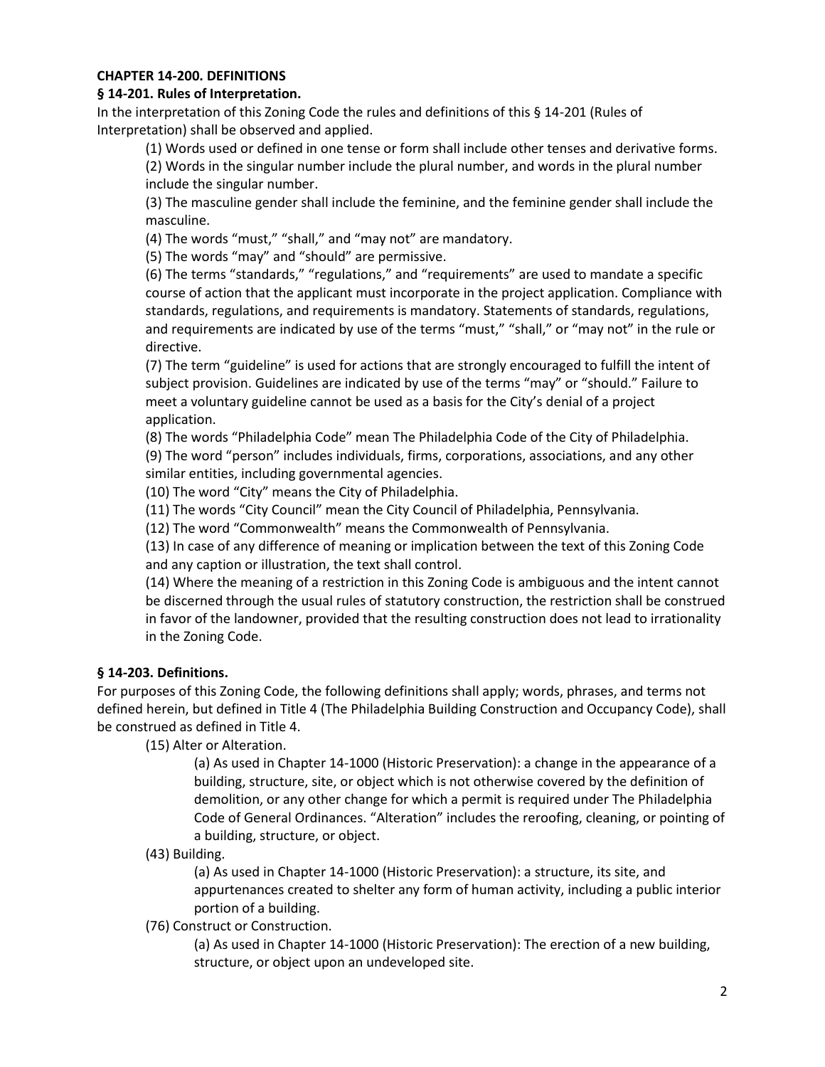**CHAPTER 14-200. DEFINITIONS**

**§ 14-201. Rules of Interpretation.**

In the interpretation of this Zoning Code the rules and definitions of this § 14-201 (Rules of Interpretation) shall be observed and applied.

(1) Words used or defined in one tense or form shall include other tenses and derivative forms.

(2) Words in the singular number include the plural number, and words in the plural number include the singular number.

(3) The masculine gender shall include the feminine, and the feminine gender shall include the masculine.

(4) The words "must," "shall," and "may not" are mandatory.

(5) The words "may" and "should" are permissive.

(6) The terms "standards," "regulations," and "requirements" are used to mandate a specific course of action that the applicant must incorporate in the project application. Compliance with standards, regulations, and requirements is mandatory. Statements of standards, regulations, and requirements are indicated by use of the terms "must," "shall," or "may not" in the rule or directive.

(7) The term "guideline" is used for actions that are strongly encouraged to fulfill the intent of subject provision. Guidelines are indicated by use of the terms "may" or "should." Failure to meet a voluntary guideline cannot be used as a basis for the City's denial of a project application.

(8) The words "Philadelphia Code" mean The Philadelphia Code of the City of Philadelphia.

(9) The word "person" includes individuals, firms, corporations, associations, and any other similar entities, including governmental agencies.

(10) The word "City" means the City of Philadelphia.

(11) The words "City Council" mean the City Council of Philadelphia, Pennsylvania.

(12) The word "Commonwealth" means the Commonwealth of Pennsylvania.

(13) In case of any difference of meaning or implication between the text of this Zoning Code and any caption or illustration, the text shall control.

(14) Where the meaning of a restriction in this Zoning Code is ambiguous and the intent cannot be discerned through the usual rules of statutory construction, the restriction shall be construed in favor of the landowner, provided that the resulting construction does not lead to irrationality in the Zoning Code.

**§ 14-203. Definitions.**

For purposes of this Zoning Code, the following definitions shall apply; words, phrases, and terms not defined herein, but defined in Title 4 (The Philadelphia Building Construction and Occupancy Code), shall be construed as defined in Title 4.

(15) Alter or Alteration.

(a) As used in Chapter 14-1000 (Historic Preservation): a change in the appearance of a building, structure, site, or object which is not otherwise covered by the definition of demolition, or any other change for which a permit is required under The Philadelphia Code of General Ordinances. "Alteration" includes the reroofing, cleaning, or pointing of a building, structure, or object.

(43) Building.

(a) As used in Chapter 14-1000 (Historic Preservation): a structure, its site, and appurtenances created to shelter any form of human activity, including a public interior portion of a building.

(76) Construct or Construction.

(a) As used in Chapter 14-1000 (Historic Preservation): The erection of a new building, structure, or object upon an undeveloped site.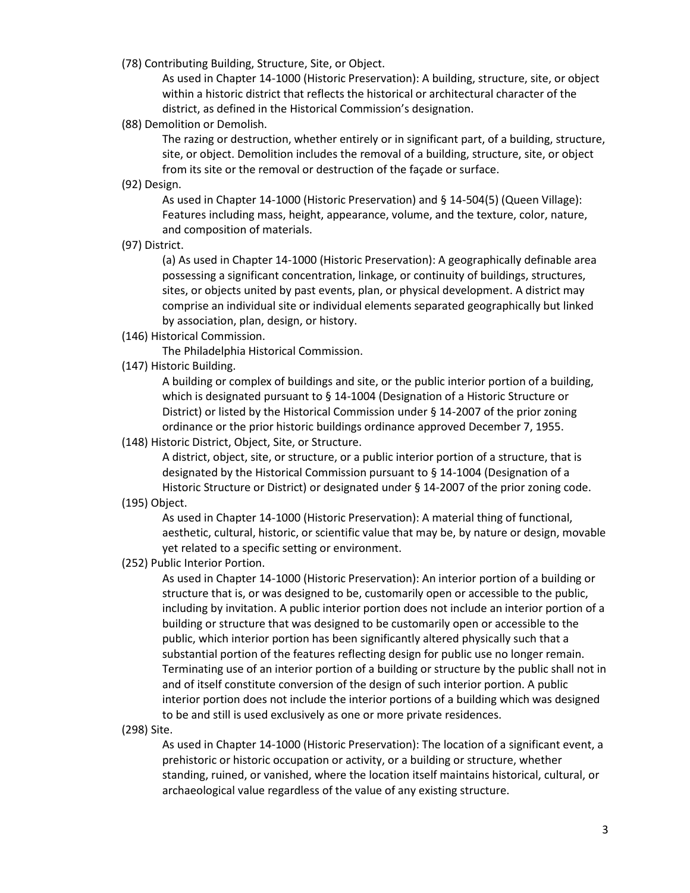(78) Contributing Building, Structure, Site, or Object.

As used in Chapter 14-1000 (Historic Preservation): A building, structure, site, or object within a historic district that reflects the historical or architectural character of the district, as defined in the Historical Commission's designation.

(88) Demolition or Demolish.

The razing or destruction, whether entirely or in significant part, of a building, structure, site, or object. Demolition includes the removal of a building, structure, site, or object from its site or the removal or destruction of the façade or surface.

(92) Design.

As used in Chapter 14-1000 (Historic Preservation) and § 14-504(5) (Queen Village): Features including mass, height, appearance, volume, and the texture, color, nature, and composition of materials.

(97) District.

(a) As used in Chapter 14-1000 (Historic Preservation): A geographically definable area possessing a significant concentration, linkage, or continuity of buildings, structures, sites, or objects united by past events, plan, or physical development. A district may comprise an individual site or individual elements separated geographically but linked by association, plan, design, or history.

(146) Historical Commission.

The Philadelphia Historical Commission.

(147) Historic Building.

A building or complex of buildings and site, or the public interior portion of a building, which is designated pursuant to § 14-1004 (Designation of a Historic Structure or District) or listed by the Historical Commission under § 14-2007 of the prior zoning ordinance or the prior historic buildings ordinance approved December 7, 1955.

(148) Historic District, Object, Site, or Structure.

A district, object, site, or structure, or a public interior portion of a structure, that is designated by the Historical Commission pursuant to § 14-1004 (Designation of a Historic Structure or District) or designated under § 14-2007 of the prior zoning code.

(195) Object.

As used in Chapter 14-1000 (Historic Preservation): A material thing of functional, aesthetic, cultural, historic, or scientific value that may be, by nature or design, movable yet related to a specific setting or environment.

(252) Public Interior Portion.

As used in Chapter 14-1000 (Historic Preservation): An interior portion of a building or structure that is, or was designed to be, customarily open or accessible to the public, including by invitation. A public interior portion does not include an interior portion of a building or structure that was designed to be customarily open or accessible to the public, which interior portion has been significantly altered physically such that a substantial portion of the features reflecting design for public use no longer remain. Terminating use of an interior portion of a building or structure by the public shall not in and of itself constitute conversion of the design of such interior portion. A public interior portion does not include the interior portions of a building which was designed to be and still is used exclusively as one or more private residences.

(298) Site.

As used in Chapter 14-1000 (Historic Preservation): The location of a significant event, a prehistoric or historic occupation or activity, or a building or structure, whether standing, ruined, or vanished, where the location itself maintains historical, cultural, or archaeological value regardless of the value of any existing structure.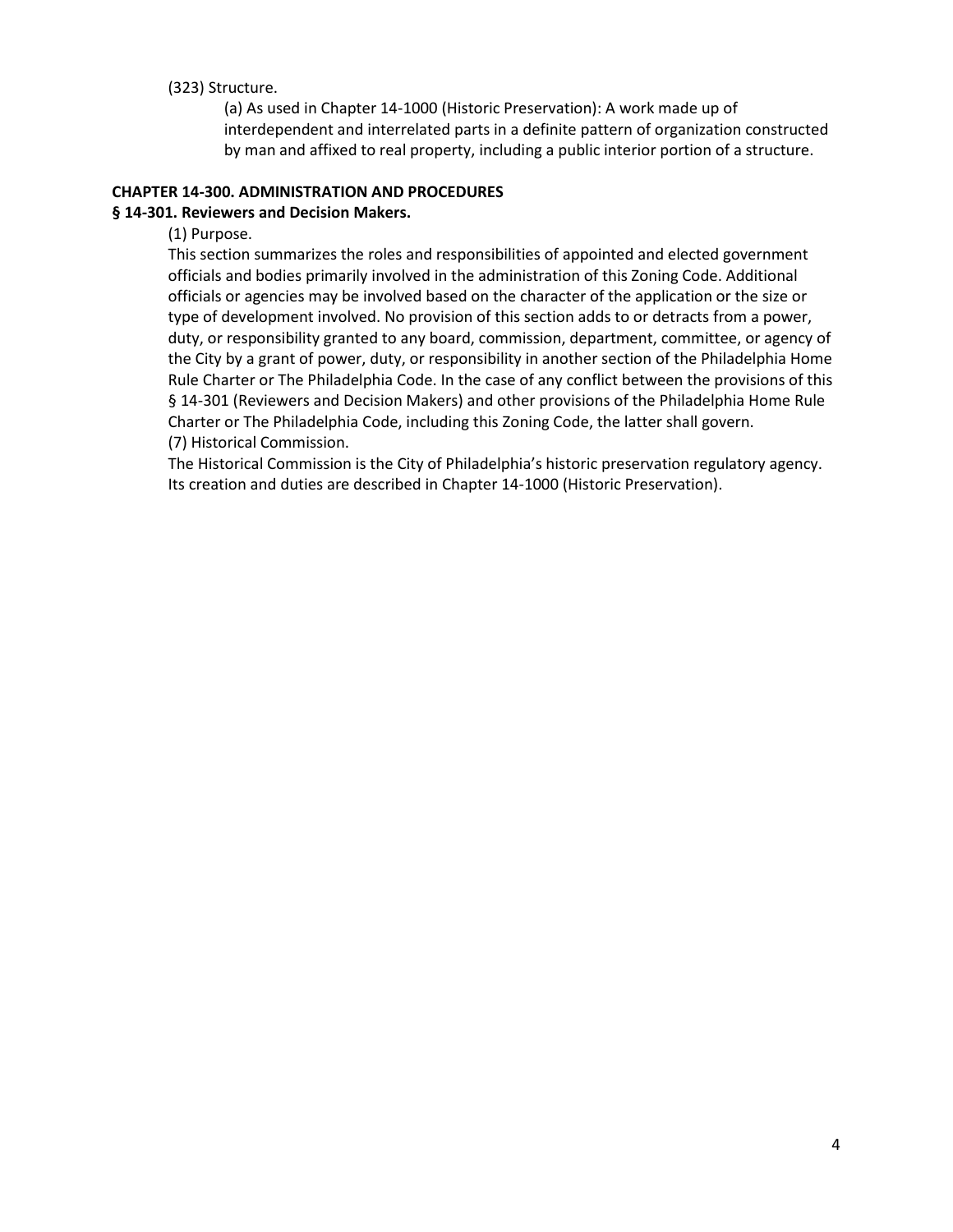(323) Structure.

(a) As used in Chapter 14-1000 (Historic Preservation): A work made up of interdependent and interrelated parts in a definite pattern of organization constructed by man and affixed to real property, including a public interior portion of a structure.

**CHAPTER 14-300. ADMINISTRATION AND PROCEDURES**

**§ 14-301. Reviewers and Decision Makers.**

(1) Purpose.

This section summarizes the roles and responsibilities of appointed and elected government officials and bodies primarily involved in the administration of this Zoning Code. Additional officials or agencies may be involved based on the character of the application or the size or type of development involved. No provision of this section adds to or detracts from a power, duty, or responsibility granted to any board, commission, department, committee, or agency of the City by a grant of power, duty, or responsibility in another section of the Philadelphia Home Rule Charter or The Philadelphia Code. In the case of any conflict between the provisions of this § 14-301 (Reviewers and Decision Makers) and other provisions of the Philadelphia Home Rule Charter or The Philadelphia Code, including this Zoning Code, the latter shall govern.

(7) Historical Commission.

The Historical Commission is the City of Philadelphia's historic preservation regulatory agency. Its creation and duties are described in Chapter 14-1000 (Historic Preservation).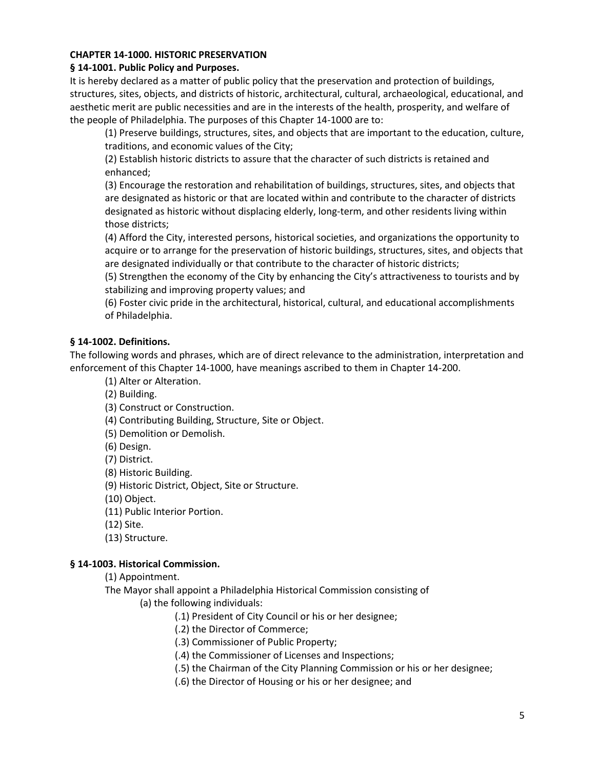## CHAPTER 14-1000. HISTORIC PRESERVATION

### § 14-1001. Public Policy and Purposes.

It is hereby declared as a matter of public policy that the preservation and protection of buildings, structures, sites, objects, and districts of historic, architectural, cultural, archaeological, educational, and aesthetic merit are public necessities and are in the interests of the health, prosperity, and welfare of the people of Philadelphia. The purposes of this Chapter 14-1000 are to:

(1) Preserve buildings, structures, sites, and objects that are important to the education, culture, traditions, and economic values of the City;

(2) Establish historic districts to assure that the character of such districts is retained and enhanced;

(3) Encourage the restoration and rehabilitation of buildings, structures, sites, and objects that are designated as historic or that are located within and contribute to the character of districts designated as historic without displacing elderly, long-term, and other residents living within those districts;

(4) Afford the City, interested persons, historical societies, and organizations the opportunity to acquire or to arrange for the preservation of historic buildings, structures, sites, and objects that are designated individually or that contribute to the character of historic districts;

(5) Strengthen the economy of the City by enhancing the City's attractiveness to tourists and by stabilizing and improving property values; and

(6) Foster civic pride in the architectural, historical, cultural, and educational accomplishments of Philadelphia.

### § 14-1002. Definitions.

The following words and phrases, which are of direct relevance to the administration, interpretation and enforcement of this Chapter 14-1000, have meanings ascribed to them in Chapter 14-200.

(1) Alter or Alteration.

(2) Building.

(3) Construct or Construction.

(4) Contributing Building, Structure, Site or Object.

(5) Demolition or Demolish.

(6) Design.

(7) District.

(8) Historic Building.

(9) Historic District, Object, Site or Structure.

(10) Object.

(11) Public Interior Portion.

(12) Site.

(13) Structure.

### § 14-1003. Historical Commission.

(1) Appointment.

The Mayor shall appoint a Philadelphia Historical Commission consisting of

(a) the following individuals:

(.1) President of City Council or his or her designee;

(.2) the Director of Commerce;

(.3) Commissioner of Public Property;

(.4) the Commissioner of Licenses and Inspections;

(.5) the Chairman of the City Planning Commission or his or her designee;

(.6) the Director of Housing or his or her designee; and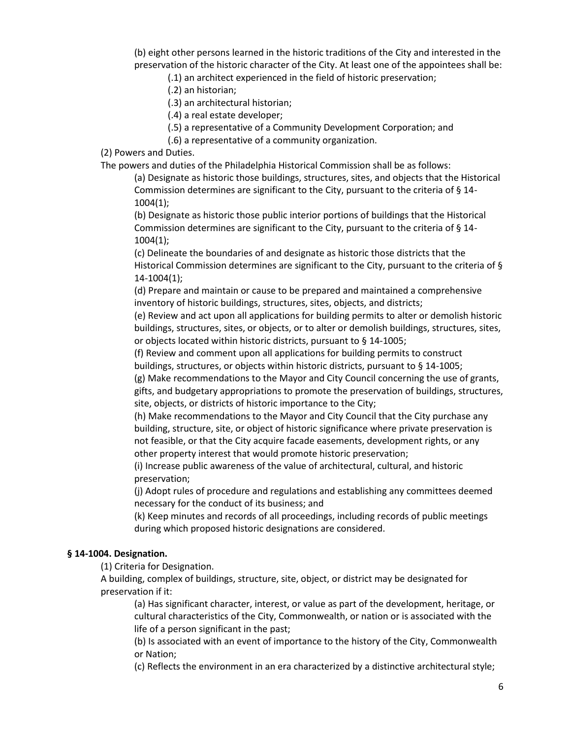(b) eight other persons learned in the historic traditions of the City and interested in the preservation of the historic character of the City. At least one of the appointees shall be:

(.1) an architect experienced in the field of historic preservation;

(.2) an historian;

(.3) an architectural historian;

(.4) a real estate developer;

(.5) a representative of a Community Development Corporation; and

(.6) a representative of a community organization.

(2) Powers and Duties.

The powers and duties of the Philadelphia Historical Commission shall be as follows:

(a) Designate as historic those buildings, structures, sites, and objects that the Historical Commission determines are significant to the City, pursuant to the criteria of § 14-1004(1);

(b) Designate as historic those public interior portions of buildings that the Historical Commission determines are significant to the City, pursuant to the criteria of § 14-1004(1);

(c) Delineate the boundaries of and designate as historic those districts that the Historical Commission determines are significant to the City, pursuant to the criteria of § 14-1004(1);

(d) Prepare and maintain or cause to be prepared and maintained a comprehensive inventory of historic buildings, structures, sites, objects, and districts;

(e) Review and act upon all applications for building permits to alter or demolish historic buildings, structures, sites, or objects, or to alter or demolish buildings, structures, sites, or objects located within historic districts, pursuant to § 14-1005;

(f) Review and comment upon all applications for building permits to construct buildings, structures, or objects within historic districts, pursuant to § 14-1005;

(g) Make recommendations to the Mayor and City Council concerning the use of grants, gifts, and budgetary appropriations to promote the preservation of buildings, structures, site, objects, or districts of historic importance to the City;

(h) Make recommendations to the Mayor and City Council that the City purchase any building, structure, site, or object of historic significance where private preservation is not feasible, or that the City acquire facade easements, development rights, or any other property interest that would promote historic preservation;

(i) Increase public awareness of the value of architectural, cultural, and historic preservation;

(j) Adopt rules of procedure and regulations and establishing any committees deemed necessary for the conduct of its business; and

(k) Keep minutes and records of all proceedings, including records of public meetings during which proposed historic designations are considered.

**§ 14-1004. Designation.**

(1) Criteria for Designation.

A building, complex of buildings, structure, site, object, or district may be designated for preservation if it:

(a) Has significant character, interest, or value as part of the development, heritage, or cultural characteristics of the City, Commonwealth, or nation or is associated with the life of a person significant in the past;

(b) Is associated with an event of importance to the history of the City, Commonwealth or Nation;

(c) Reflects the environment in an era characterized by a distinctive architectural style;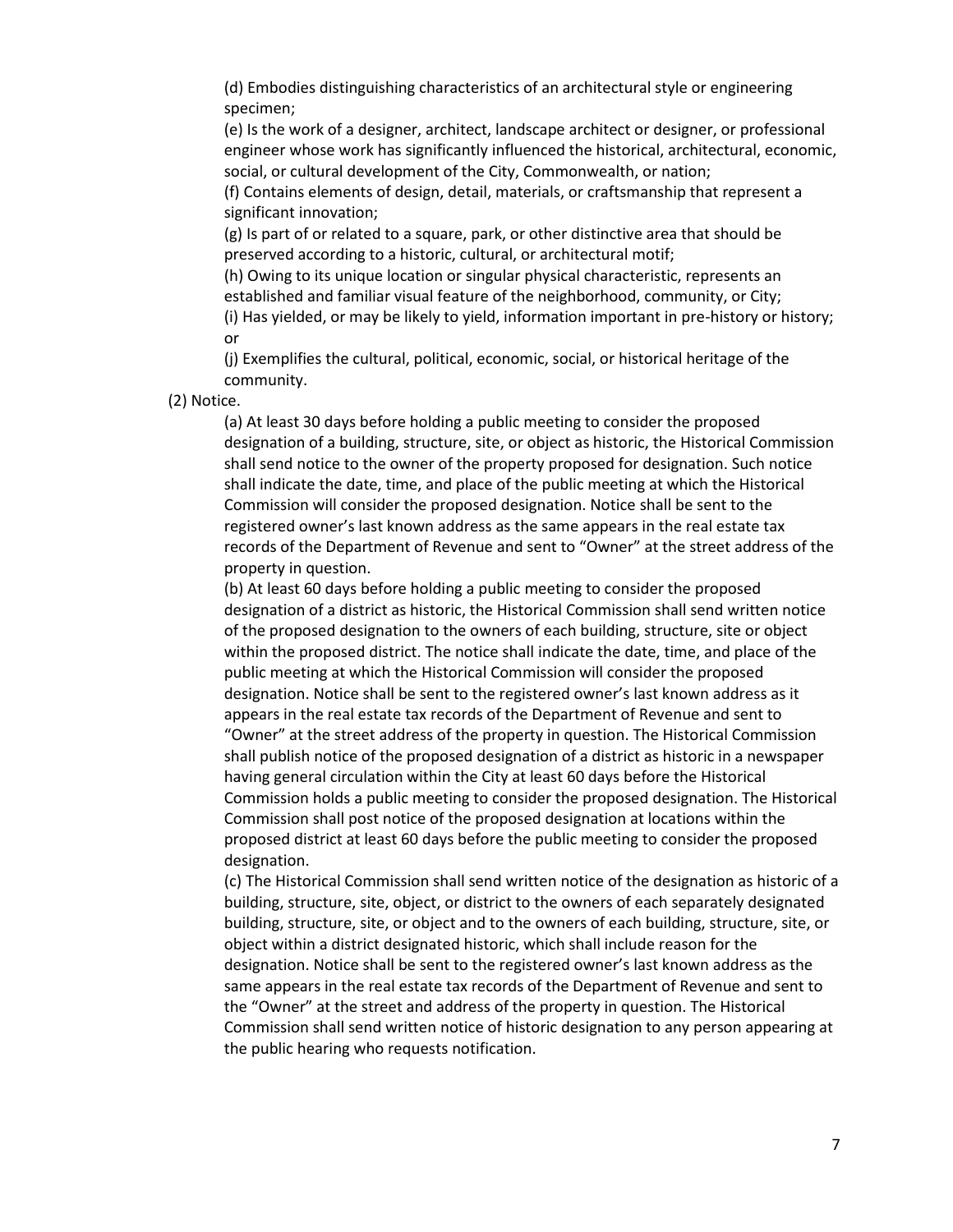(d) Embodies distinguishing characteristics of an architectural style or engineering specimen;

(e) Is the work of a designer, architect, landscape architect or designer, or professional engineer whose work has significantly influenced the historical, architectural, economic, social, or cultural development of the City, Commonwealth, or nation;

(f) Contains elements of design, detail, materials, or craftsmanship that represent a significant innovation;

(g) Is part of or related to a square, park, or other distinctive area that should be preserved according to a historic, cultural, or architectural motif;

(h) Owing to its unique location or singular physical characteristic, represents an established and familiar visual feature of the neighborhood, community, or City;

(i) Has yielded, or may be likely to yield, information important in pre-history or history; or

(j) Exemplifies the cultural, political, economic, social, or historical heritage of the community.

(2) Notice.

(a) At least 30 days before holding a public meeting to consider the proposed designation of a building, structure, site, or object as historic, the Historical Commission shall send notice to the owner of the property proposed for designation. Such notice shall indicate the date, time, and place of the public meeting at which the Historical Commission will consider the proposed designation. Notice shall be sent to the registered owner's last known address as the same appears in the real estate tax records of the Department of Revenue and sent to "Owner" at the street address of the property in question.

(b) At least 60 days before holding a public meeting to consider the proposed designation of a district as historic, the Historical Commission shall send written notice of the proposed designation to the owners of each building, structure, site or object within the proposed district. The notice shall indicate the date, time, and place of the public meeting at which the Historical Commission will consider the proposed designation. Notice shall be sent to the registered owner's last known address as it appears in the real estate tax records of the Department of Revenue and sent to "Owner" at the street address of the property in question. The Historical Commission shall publish notice of the proposed designation of a district as historic in a newspaper having general circulation within the City at least 60 days before the Historical Commission holds a public meeting to consider the proposed designation. The Historical Commission shall post notice of the proposed designation at locations within the proposed district at least 60 days before the public meeting to consider the proposed designation.

(c) The Historical Commission shall send written notice of the designation as historic of a building, structure, site, object, or district to the owners of each separately designated building, structure, site, or object and to the owners of each building, structure, site, or object within a district designated historic, which shall include reason for the designation. Notice shall be sent to the registered owner's last known address as the same appears in the real estate tax records of the Department of Revenue and sent to the "Owner" at the street and address of the property in question. The Historical Commission shall send written notice of historic designation to any person appearing at the public hearing who requests notification.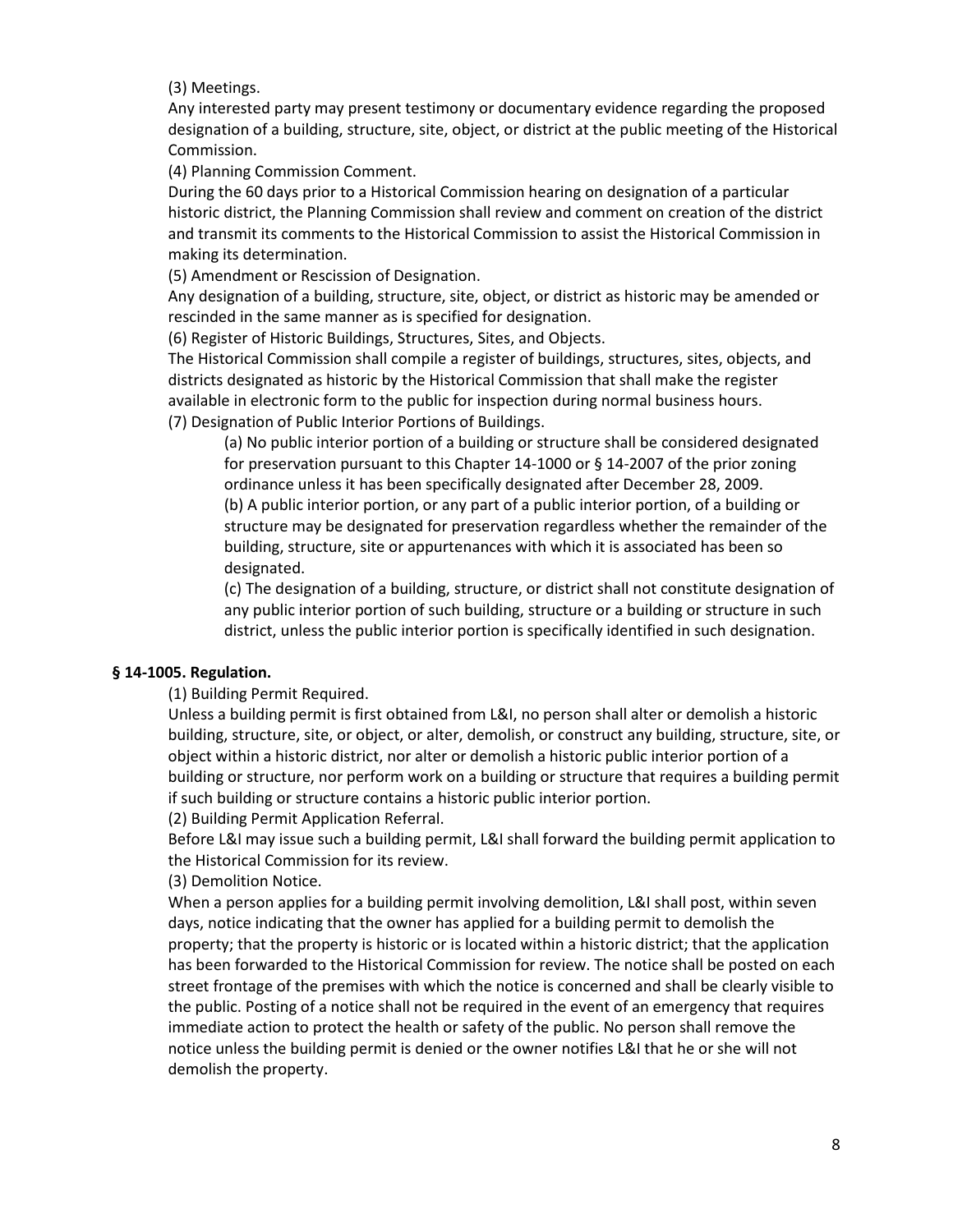(3) Meetings.

Any interested party may present testimony or documentary evidence regarding the proposed designation of a building, structure, site, object, or district at the public meeting of the Historical Commission.

(4) Planning Commission Comment.

During the 60 days prior to a Historical Commission hearing on designation of a particular historic district, the Planning Commission shall review and comment on creation of the district and transmit its comments to the Historical Commission to assist the Historical Commission in making its determination.

(5) Amendment or Rescission of Designation.

Any designation of a building, structure, site, object, or district as historic may be amended or rescinded in the same manner as is specified for designation.

(6) Register of Historic Buildings, Structures, Sites, and Objects.

The Historical Commission shall compile a register of buildings, structures, sites, objects, and districts designated as historic by the Historical Commission that shall make the register available in electronic form to the public for inspection during normal business hours.

(7) Designation of Public Interior Portions of Buildings.

> (a) No public interior portion of a building or structure shall be considered designated for preservation pursuant to this Chapter 14-1000 or § 14-2007 of the prior zoning ordinance unless it has been specifically designated after December 28, 2009.
>
> (b) A public interior portion, or any part of a public interior portion, of a building or structure may be designated for preservation regardless whether the remainder of the building, structure, site or appurtenances with which it is associated has been so designated.
>
> (c) The designation of a building, structure, or district shall not constitute designation of any public interior portion of such building, structure or a building or structure in such district, unless the public interior portion is specifically identified in such designation.

### § 14-1005. Regulation.

(1) Building Permit Required.

Unless a building permit is first obtained from L&I, no person shall alter or demolish a historic building, structure, site, or object, or alter, demolish, or construct any building, structure, site, or object within a historic district, nor alter or demolish a historic public interior portion of a building or structure, nor perform work on a building or structure that requires a building permit if such building or structure contains a historic public interior portion.

(2) Building Permit Application Referral.

Before L&I may issue such a building permit, L&I shall forward the building permit application to the Historical Commission for its review.

(3) Demolition Notice.

When a person applies for a building permit involving demolition, L&I shall post, within seven days, notice indicating that the owner has applied for a building permit to demolish the property; that the property is historic or is located within a historic district; that the application has been forwarded to the Historical Commission for review. The notice shall be posted on each street frontage of the premises with which the notice is concerned and shall be clearly visible to the public. Posting of a notice shall not be required in the event of an emergency that requires immediate action to protect the health or safety of the public. No person shall remove the notice unless the building permit is denied or the owner notifies L&I that he or she will not demolish the property.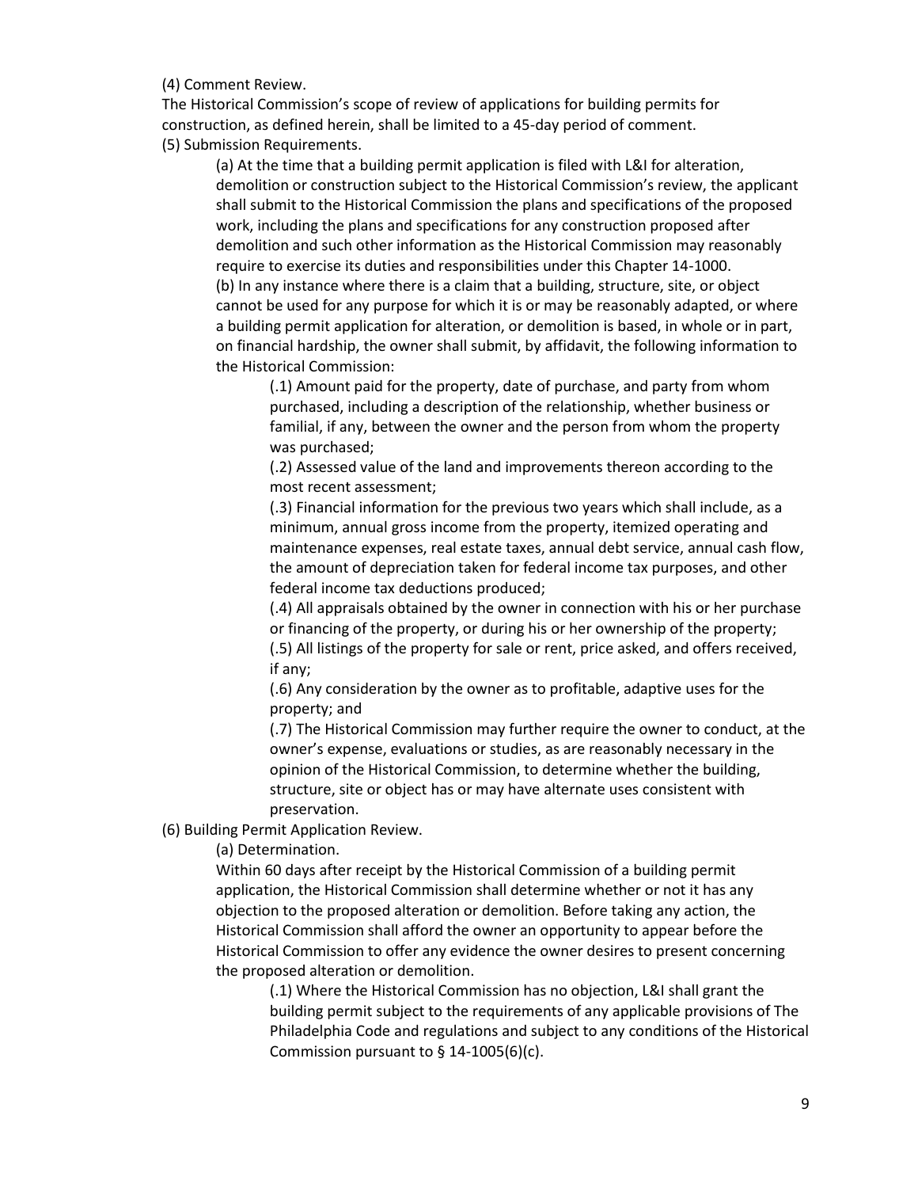(4) Comment Review.

The Historical Commission's scope of review of applications for building permits for construction, as defined herein, shall be limited to a 45-day period of comment.

(5) Submission Requirements.

(a) At the time that a building permit application is filed with L&I for alteration, demolition or construction subject to the Historical Commission's review, the applicant shall submit to the Historical Commission the plans and specifications of the proposed work, including the plans and specifications for any construction proposed after demolition and such other information as the Historical Commission may reasonably require to exercise its duties and responsibilities under this Chapter 14-1000.

(b) In any instance where there is a claim that a building, structure, site, or object cannot be used for any purpose for which it is or may be reasonably adapted, or where a building permit application for alteration, or demolition is based, in whole or in part, on financial hardship, the owner shall submit, by affidavit, the following information to the Historical Commission:

(.1) Amount paid for the property, date of purchase, and party from whom purchased, including a description of the relationship, whether business or familial, if any, between the owner and the person from whom the property was purchased;

(.2) Assessed value of the land and improvements thereon according to the most recent assessment;

(.3) Financial information for the previous two years which shall include, as a minimum, annual gross income from the property, itemized operating and maintenance expenses, real estate taxes, annual debt service, annual cash flow, the amount of depreciation taken for federal income tax purposes, and other federal income tax deductions produced;

(.4) All appraisals obtained by the owner in connection with his or her purchase or financing of the property, or during his or her ownership of the property;

(.5) All listings of the property for sale or rent, price asked, and offers received, if any;

(.6) Any consideration by the owner as to profitable, adaptive uses for the property; and

(.7) The Historical Commission may further require the owner to conduct, at the owner's expense, evaluations or studies, as are reasonably necessary in the opinion of the Historical Commission, to determine whether the building, structure, site or object has or may have alternate uses consistent with preservation.

(6) Building Permit Application Review.

(a) Determination.

Within 60 days after receipt by the Historical Commission of a building permit application, the Historical Commission shall determine whether or not it has any objection to the proposed alteration or demolition. Before taking any action, the Historical Commission shall afford the owner an opportunity to appear before the Historical Commission to offer any evidence the owner desires to present concerning the proposed alteration or demolition.

(.1) Where the Historical Commission has no objection, L&I shall grant the building permit subject to the requirements of any applicable provisions of The Philadelphia Code and regulations and subject to any conditions of the Historical Commission pursuant to § 14-1005(6)(c).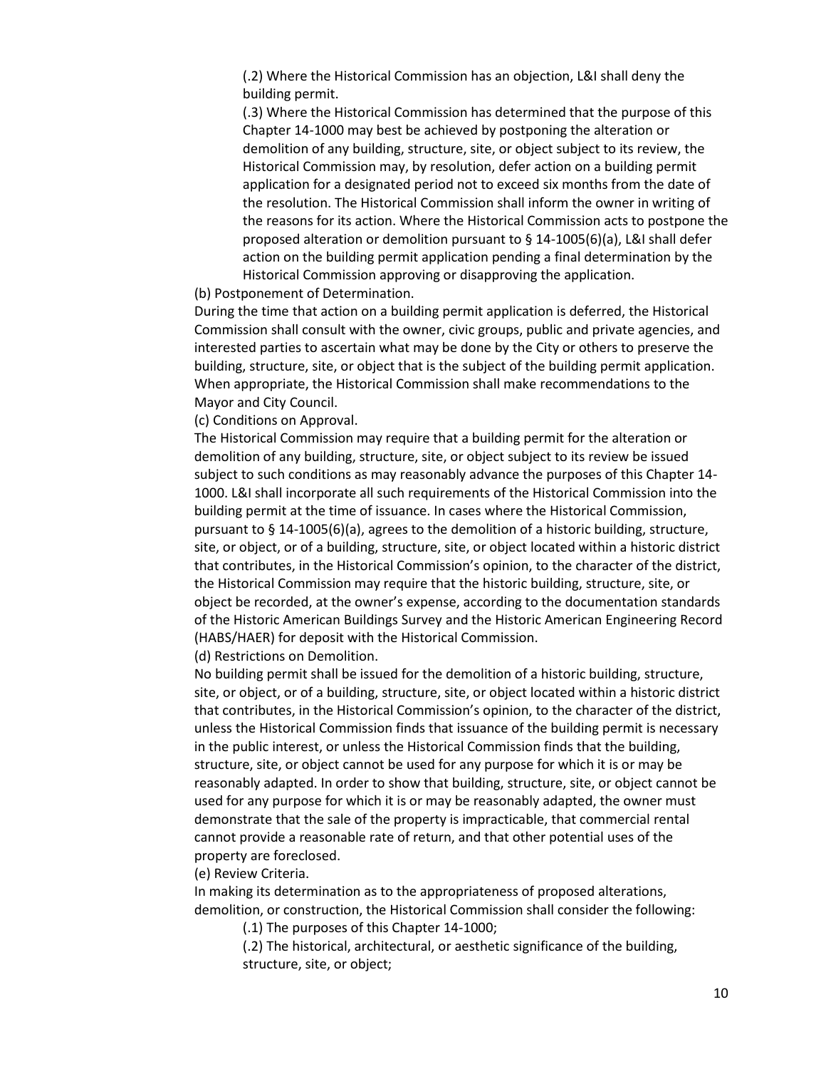(.2) Where the Historical Commission has an objection, L&I shall deny the building permit.

(.3) Where the Historical Commission has determined that the purpose of this Chapter 14-1000 may best be achieved by postponing the alteration or demolition of any building, structure, site, or object subject to its review, the Historical Commission may, by resolution, defer action on a building permit application for a designated period not to exceed six months from the date of the resolution. The Historical Commission shall inform the owner in writing of the reasons for its action. Where the Historical Commission acts to postpone the proposed alteration or demolition pursuant to § 14-1005(6)(a), L&I shall defer action on the building permit application pending a final determination by the Historical Commission approving or disapproving the application.

(b) Postponement of Determination.

During the time that action on a building permit application is deferred, the Historical Commission shall consult with the owner, civic groups, public and private agencies, and interested parties to ascertain what may be done by the City or others to preserve the building, structure, site, or object that is the subject of the building permit application. When appropriate, the Historical Commission shall make recommendations to the Mayor and City Council.

(c) Conditions on Approval.

The Historical Commission may require that a building permit for the alteration or demolition of any building, structure, site, or object subject to its review be issued subject to such conditions as may reasonably advance the purposes of this Chapter 14-1000. L&I shall incorporate all such requirements of the Historical Commission into the building permit at the time of issuance. In cases where the Historical Commission, pursuant to § 14-1005(6)(a), agrees to the demolition of a historic building, structure, site, or object, or of a building, structure, site, or object located within a historic district that contributes, in the Historical Commission's opinion, to the character of the district, the Historical Commission may require that the historic building, structure, site, or object be recorded, at the owner's expense, according to the documentation standards of the Historic American Buildings Survey and the Historic American Engineering Record (HABS/HAER) for deposit with the Historical Commission.

(d) Restrictions on Demolition.

No building permit shall be issued for the demolition of a historic building, structure, site, or object, or of a building, structure, site, or object located within a historic district that contributes, in the Historical Commission's opinion, to the character of the district, unless the Historical Commission finds that issuance of the building permit is necessary in the public interest, or unless the Historical Commission finds that the building, structure, site, or object cannot be used for any purpose for which it is or may be reasonably adapted. In order to show that building, structure, site, or object cannot be used for any purpose for which it is or may be reasonably adapted, the owner must demonstrate that the sale of the property is impracticable, that commercial rental cannot provide a reasonable rate of return, and that other potential uses of the property are foreclosed.

(e) Review Criteria.

In making its determination as to the appropriateness of proposed alterations, demolition, or construction, the Historical Commission shall consider the following:

(.1) The purposes of this Chapter 14-1000;

(.2) The historical, architectural, or aesthetic significance of the building, structure, site, or object;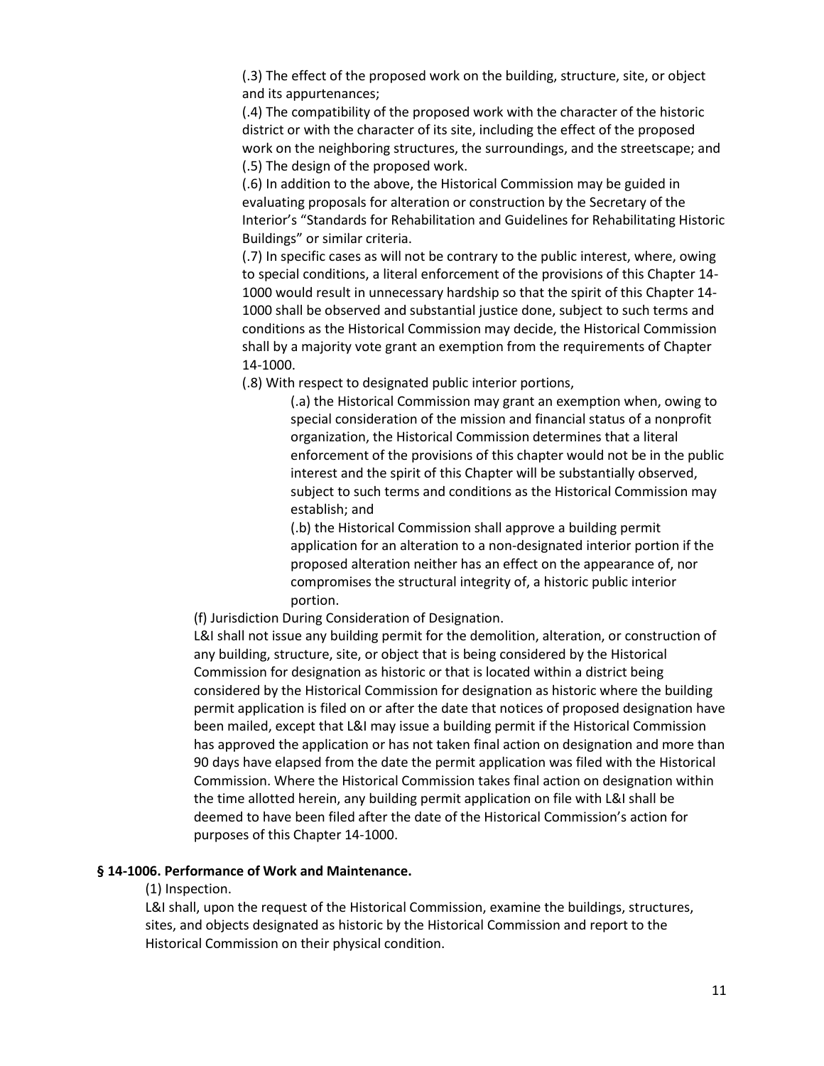(.3) The effect of the proposed work on the building, structure, site, or object and its appurtenances;

(.4) The compatibility of the proposed work with the character of the historic district or with the character of its site, including the effect of the proposed work on the neighboring structures, the surroundings, and the streetscape; and

(.5) The design of the proposed work.

(.6) In addition to the above, the Historical Commission may be guided in evaluating proposals for alteration or construction by the Secretary of the Interior's "Standards for Rehabilitation and Guidelines for Rehabilitating Historic Buildings" or similar criteria.

(.7) In specific cases as will not be contrary to the public interest, where, owing to special conditions, a literal enforcement of the provisions of this Chapter 14-1000 would result in unnecessary hardship so that the spirit of this Chapter 14-1000 shall be observed and substantial justice done, subject to such terms and conditions as the Historical Commission may decide, the Historical Commission shall by a majority vote grant an exemption from the requirements of Chapter 14-1000.

(.8) With respect to designated public interior portions,

(.a) the Historical Commission may grant an exemption when, owing to special consideration of the mission and financial status of a nonprofit organization, the Historical Commission determines that a literal enforcement of the provisions of this chapter would not be in the public interest and the spirit of this Chapter will be substantially observed, subject to such terms and conditions as the Historical Commission may establish; and

(.b) the Historical Commission shall approve a building permit application for an alteration to a non-designated interior portion if the proposed alteration neither has an effect on the appearance of, nor compromises the structural integrity of, a historic public interior portion.

(f) Jurisdiction During Consideration of Designation.

L&I shall not issue any building permit for the demolition, alteration, or construction of any building, structure, site, or object that is being considered by the Historical Commission for designation as historic or that is located within a district being considered by the Historical Commission for designation as historic where the building permit application is filed on or after the date that notices of proposed designation have been mailed, except that L&I may issue a building permit if the Historical Commission has approved the application or has not taken final action on designation and more than 90 days have elapsed from the date the permit application was filed with the Historical Commission. Where the Historical Commission takes final action on designation within the time allotted herein, any building permit application on file with L&I shall be deemed to have been filed after the date of the Historical Commission's action for purposes of this Chapter 14-1000.

**§ 14-1006. Performance of Work and Maintenance.**

(1) Inspection.

L&I shall, upon the request of the Historical Commission, examine the buildings, structures, sites, and objects designated as historic by the Historical Commission and report to the Historical Commission on their physical condition.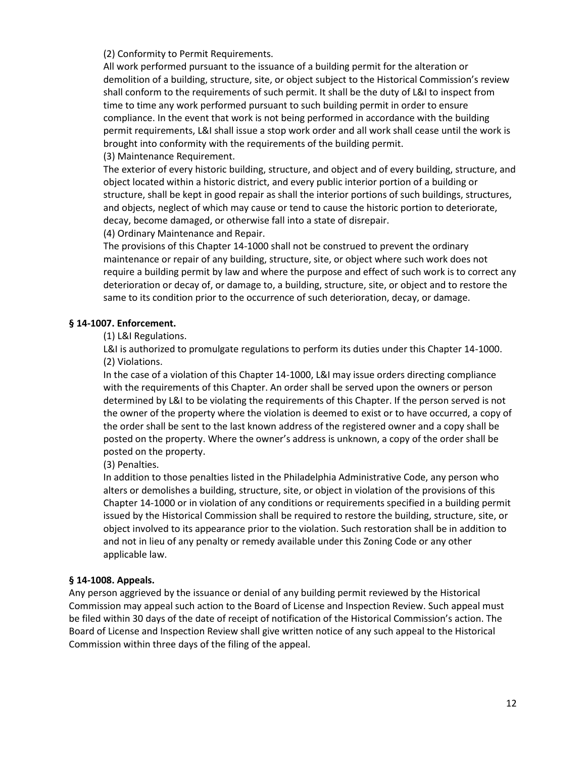(2) Conformity to Permit Requirements.

All work performed pursuant to the issuance of a building permit for the alteration or demolition of a building, structure, site, or object subject to the Historical Commission's review shall conform to the requirements of such permit. It shall be the duty of L&I to inspect from time to time any work performed pursuant to such building permit in order to ensure compliance. In the event that work is not being performed in accordance with the building permit requirements, L&I shall issue a stop work order and all work shall cease until the work is brought into conformity with the requirements of the building permit.

(3) Maintenance Requirement.

The exterior of every historic building, structure, and object and of every building, structure, and object located within a historic district, and every public interior portion of a building or structure, shall be kept in good repair as shall the interior portions of such buildings, structures, and objects, neglect of which may cause or tend to cause the historic portion to deteriorate, decay, become damaged, or otherwise fall into a state of disrepair.

(4) Ordinary Maintenance and Repair.

The provisions of this Chapter 14-1000 shall not be construed to prevent the ordinary maintenance or repair of any building, structure, site, or object where such work does not require a building permit by law and where the purpose and effect of such work is to correct any deterioration or decay of, or damage to, a building, structure, site, or object and to restore the same to its condition prior to the occurrence of such deterioration, decay, or damage.

**§ 14-1007. Enforcement.**

(1) L&I Regulations.

L&I is authorized to promulgate regulations to perform its duties under this Chapter 14-1000.

(2) Violations.

In the case of a violation of this Chapter 14-1000, L&I may issue orders directing compliance with the requirements of this Chapter. An order shall be served upon the owners or person determined by L&I to be violating the requirements of this Chapter. If the person served is not the owner of the property where the violation is deemed to exist or to have occurred, a copy of the order shall be sent to the last known address of the registered owner and a copy shall be posted on the property. Where the owner's address is unknown, a copy of the order shall be posted on the property.

(3) Penalties.

In addition to those penalties listed in the Philadelphia Administrative Code, any person who alters or demolishes a building, structure, site, or object in violation of the provisions of this Chapter 14-1000 or in violation of any conditions or requirements specified in a building permit issued by the Historical Commission shall be required to restore the building, structure, site, or object involved to its appearance prior to the violation. Such restoration shall be in addition to and not in lieu of any penalty or remedy available under this Zoning Code or any other applicable law.

**§ 14-1008. Appeals.**

Any person aggrieved by the issuance or denial of any building permit reviewed by the Historical Commission may appeal such action to the Board of License and Inspection Review. Such appeal must be filed within 30 days of the date of receipt of notification of the Historical Commission's action. The Board of License and Inspection Review shall give written notice of any such appeal to the Historical Commission within three days of the filing of the appeal.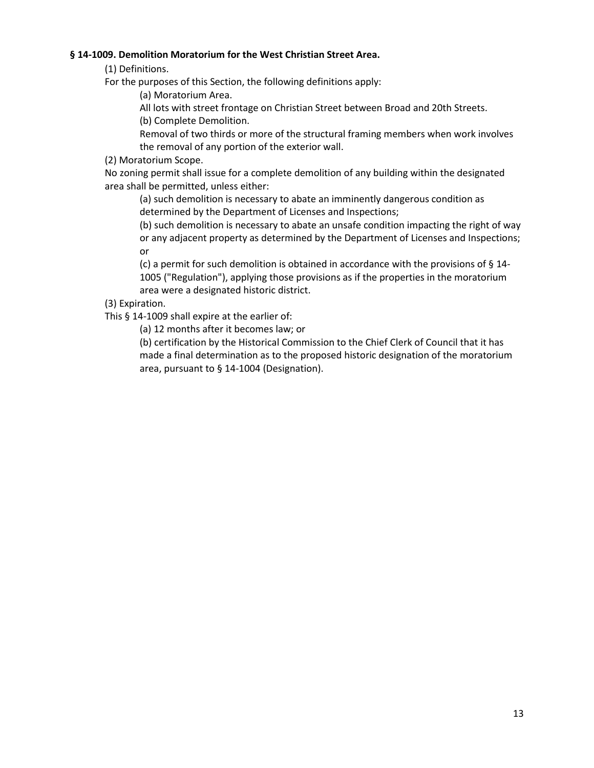**§ 14-1009. Demolition Moratorium for the West Christian Street Area.**

(1) Definitions.

For the purposes of this Section, the following definitions apply:

(a) Moratorium Area.

All lots with street frontage on Christian Street between Broad and 20th Streets.

(b) Complete Demolition.

Removal of two thirds or more of the structural framing members when work involves the removal of any portion of the exterior wall.

(2) Moratorium Scope.

No zoning permit shall issue for a complete demolition of any building within the designated area shall be permitted, unless either:

(a) such demolition is necessary to abate an imminently dangerous condition as determined by the Department of Licenses and Inspections;

(b) such demolition is necessary to abate an unsafe condition impacting the right of way or any adjacent property as determined by the Department of Licenses and Inspections; or

(c) a permit for such demolition is obtained in accordance with the provisions of § 14-1005 ("Regulation"), applying those provisions as if the properties in the moratorium area were a designated historic district.

(3) Expiration.

This § 14-1009 shall expire at the earlier of:

(a) 12 months after it becomes law; or

(b) certification by the Historical Commission to the Chief Clerk of Council that it has made a final determination as to the proposed historic designation of the moratorium area, pursuant to § 14-1004 (Designation).